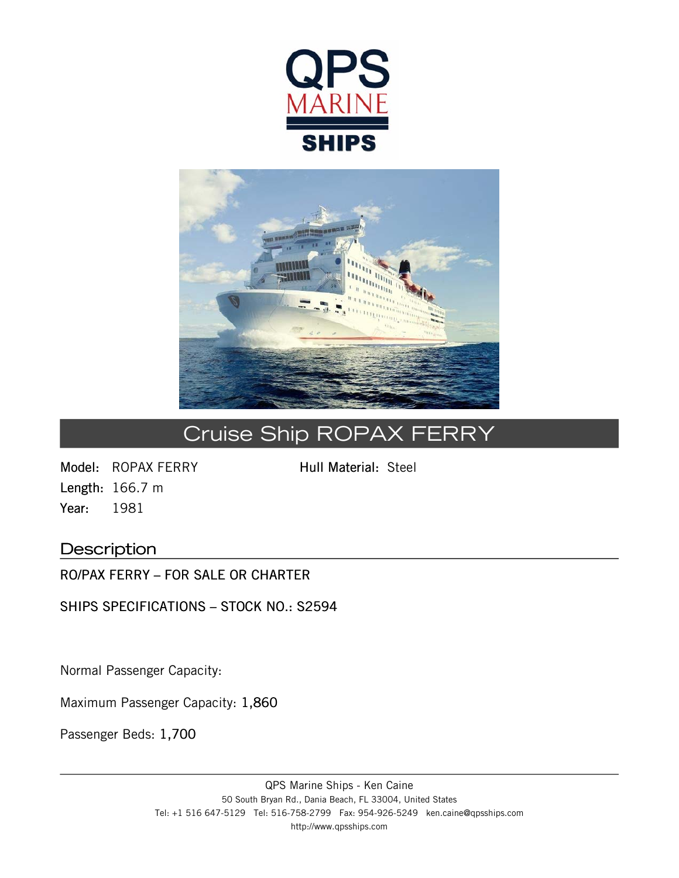# Cruise Ship ROPAX FERRY

**Model:** ROPAX FERRY

**Length:** 166.7 m

**Year:** 1981

**Hull Material:** Steel

## Description

RO/PAX FERRY – FOR SALE OR CHARTER

SHIPS SPECIFICATIONS – STOCK NO.: S2594

Normal Passenger Capacity:

Maximum Passenger Capacity: 1,860

Passenger Beds: 1,700

QPS Marine Ships - Ken Caine
50 South Bryan Rd., Dania Beach, FL 33004, United States
Tel: +1 516 647-5129 Tel: 516-758-2799 Fax: 954-926-5249 ken.caine@qpsships.com
http://www.qpsships.com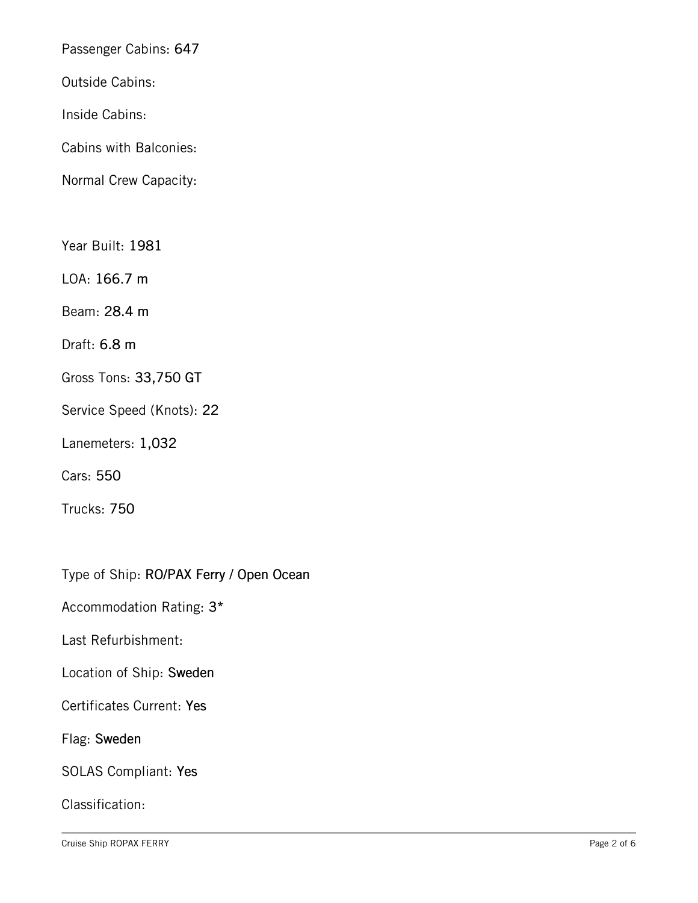Passenger Cabins: 647

Outside Cabins:

Inside Cabins:

Cabins with Balconies:

Normal Crew Capacity:

Year Built: 1981

LOA: 166.7 m

Beam: 28.4 m

Draft: 6.8 m

Gross Tons: 33,750 GT

Service Speed (Knots): 22

Lanemeters: 1,032

Cars: 550

Trucks: 750

Type of Ship: RO/PAX Ferry / Open Ocean

Accommodation Rating: 3*

Last Refurbishment:

Location of Ship: Sweden

Certificates Current: Yes

Flag: Sweden

SOLAS Compliant: Yes

Classification: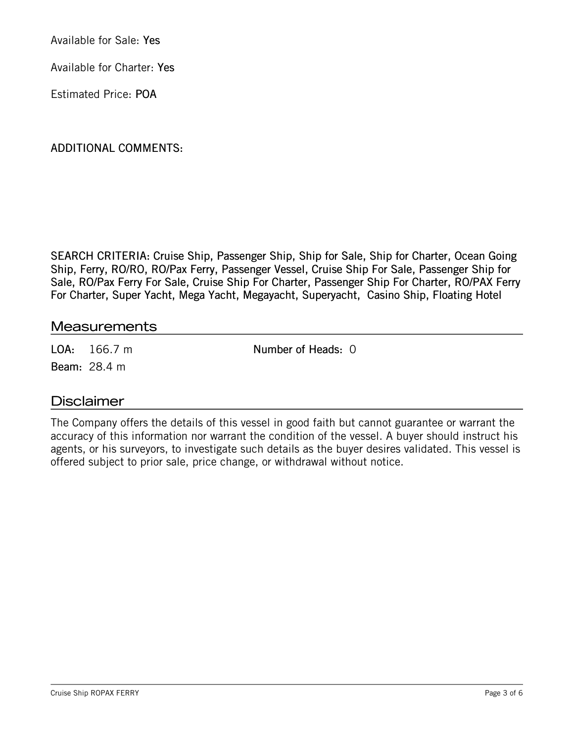Available for Sale: **Yes**

Available for Charter: **Yes**

Estimated Price: **POA**

ADDITIONAL COMMENTS:

SEARCH CRITERIA: Cruise Ship, Passenger Ship, Ship for Sale, Ship for Charter, Ocean Going Ship, Ferry, RO/RO, RO/Pax Ferry, Passenger Vessel, Cruise Ship For Sale, Passenger Ship for Sale, RO/Pax Ferry For Sale, Cruise Ship For Charter, Passenger Ship For Charter, RO/PAX Ferry For Charter, Super Yacht, Mega Yacht, Megayacht, Superyacht, Casino Ship, Floating Hotel

## Measurements

**LOA:** 166.7 m

**Beam:** 28.4 m

**Number of Heads:** 0

## Disclaimer

The Company offers the details of this vessel in good faith but cannot guarantee or warrant the accuracy of this information nor warrant the condition of the vessel. A buyer should instruct his agents, or his surveyors, to investigate such details as the buyer desires validated. This vessel is offered subject to prior sale, price change, or withdrawal without notice.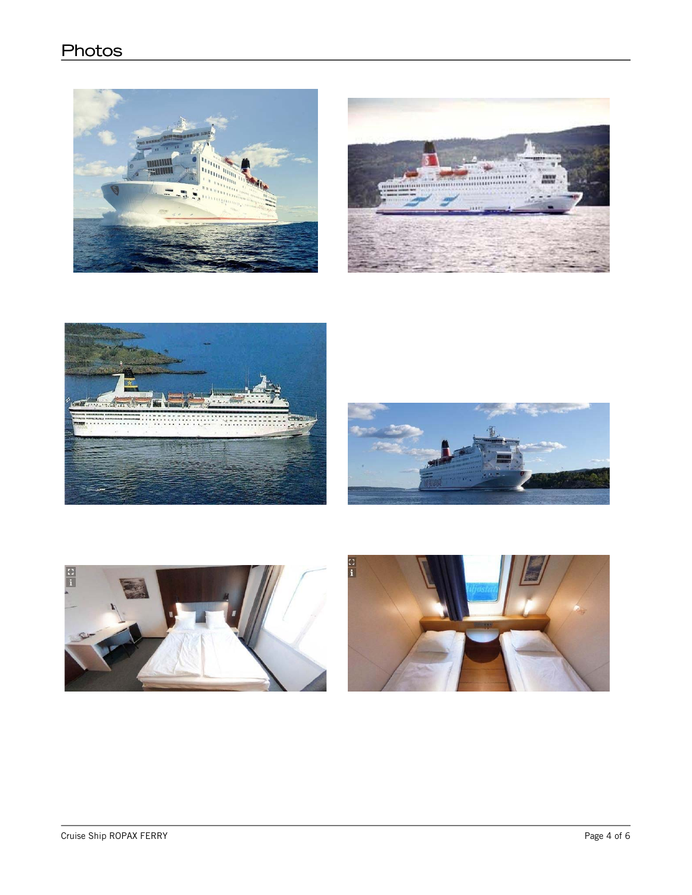## Photos